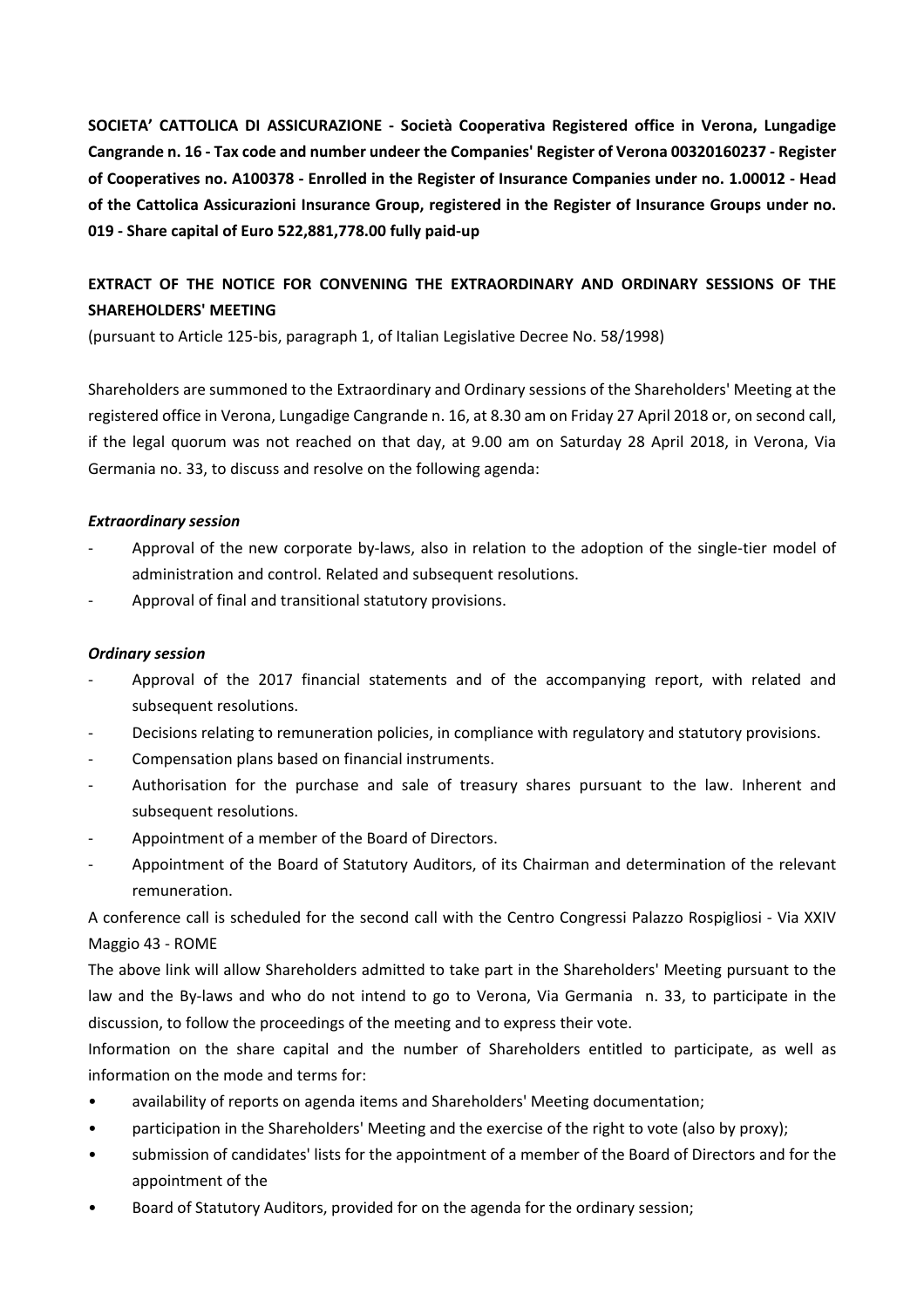**SOCIETA' CATTOLICA DI ASSICURAZIONE - Società Cooperativa Registered office in Verona, Lungadige Cangrande n. 16 - Tax code and number undeer the Companies' Register of Verona 00320160237 - Register of Cooperatives no. A100378 - Enrolled in the Register of Insurance Companies under no. 1.00012 - Head of the Cattolica Assicurazioni Insurance Group, registered in the Register of Insurance Groups under no. 019 - Share capital of Euro 522,881,778.00 fully paid-up**

**EXTRACT OF THE NOTICE FOR CONVENING THE EXTRAORDINARY AND ORDINARY SESSIONS OF THE SHAREHOLDERS' MEETING**

(pursuant to Article 125-bis, paragraph 1, of Italian Legislative Decree No. 58/1998)

Shareholders are summoned to the Extraordinary and Ordinary sessions of the Shareholders' Meeting at the registered office in Verona, Lungadige Cangrande n. 16, at 8.30 am on Friday 27 April 2018 or, on second call, if the legal quorum was not reached on that day, at 9.00 am on Saturday 28 April 2018, in Verona, Via Germania no. 33, to discuss and resolve on the following agenda:

***Extraordinary session***

- Approval of the new corporate by-laws, also in relation to the adoption of the single-tier model of administration and control. Related and subsequent resolutions.
- Approval of final and transitional statutory provisions.

***Ordinary session***

- Approval of the 2017 financial statements and of the accompanying report, with related and subsequent resolutions.
- Decisions relating to remuneration policies, in compliance with regulatory and statutory provisions.
- Compensation plans based on financial instruments.
- Authorisation for the purchase and sale of treasury shares pursuant to the law. Inherent and subsequent resolutions.
- Appointment of a member of the Board of Directors.
- Appointment of the Board of Statutory Auditors, of its Chairman and determination of the relevant remuneration.

A conference call is scheduled for the second call with the Centro Congressi Palazzo Rospigliosi - Via XXIV Maggio 43 - ROME

The above link will allow Shareholders admitted to take part in the Shareholders' Meeting pursuant to the law and the By-laws and who do not intend to go to Verona, Via Germania n. 33, to participate in the discussion, to follow the proceedings of the meeting and to express their vote.

Information on the share capital and the number of Shareholders entitled to participate, as well as information on the mode and terms for:

- availability of reports on agenda items and Shareholders' Meeting documentation;
- participation in the Shareholders' Meeting and the exercise of the right to vote (also by proxy);
- submission of candidates' lists for the appointment of a member of the Board of Directors and for the appointment of the
- Board of Statutory Auditors, provided for on the agenda for the ordinary session;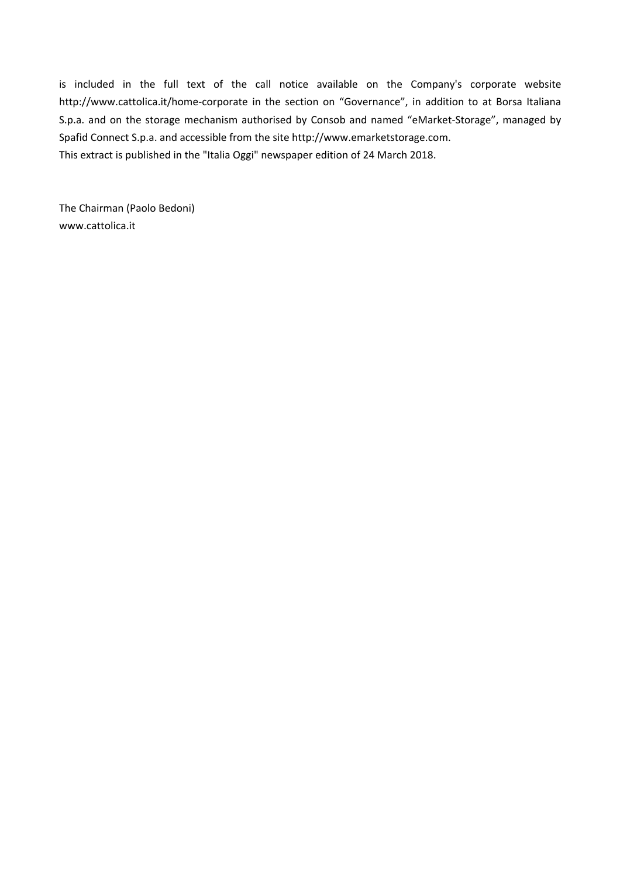is included in the full text of the call notice available on the Company's corporate website http://www.cattolica.it/home-corporate in the section on “Governance”, in addition to at Borsa Italiana S.p.a. and on the storage mechanism authorised by Consob and named “eMarket-Storage”, managed by Spafid Connect S.p.a. and accessible from the site http://www.emarketstorage.com.

This extract is published in the "Italia Oggi" newspaper edition of 24 March 2018.

The Chairman (Paolo Bedoni)

www.cattolica.it